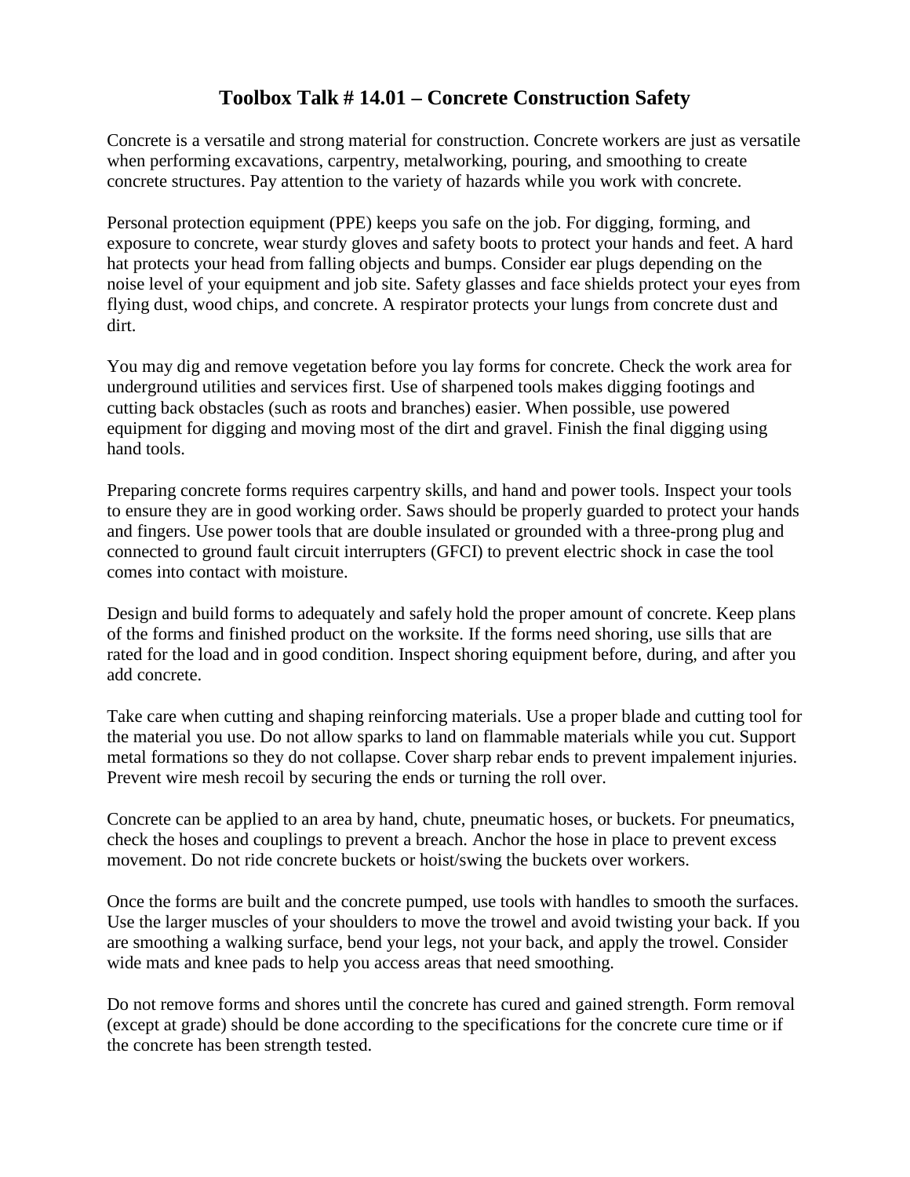# Toolbox Talk # 14.01 – Concrete Construction Safety

Concrete is a versatile and strong material for construction. Concrete workers are just as versatile when performing excavations, carpentry, metalworking, pouring, and smoothing to create concrete structures. Pay attention to the variety of hazards while you work with concrete.

Personal protection equipment (PPE) keeps you safe on the job. For digging, forming, and exposure to concrete, wear sturdy gloves and safety boots to protect your hands and feet. A hard hat protects your head from falling objects and bumps. Consider ear plugs depending on the noise level of your equipment and job site. Safety glasses and face shields protect your eyes from flying dust, wood chips, and concrete. A respirator protects your lungs from concrete dust and dirt.

You may dig and remove vegetation before you lay forms for concrete. Check the work area for underground utilities and services first. Use of sharpened tools makes digging footings and cutting back obstacles (such as roots and branches) easier. When possible, use powered equipment for digging and moving most of the dirt and gravel. Finish the final digging using hand tools.

Preparing concrete forms requires carpentry skills, and hand and power tools. Inspect your tools to ensure they are in good working order. Saws should be properly guarded to protect your hands and fingers. Use power tools that are double insulated or grounded with a three-prong plug and connected to ground fault circuit interrupters (GFCI) to prevent electric shock in case the tool comes into contact with moisture.

Design and build forms to adequately and safely hold the proper amount of concrete. Keep plans of the forms and finished product on the worksite. If the forms need shoring, use sills that are rated for the load and in good condition. Inspect shoring equipment before, during, and after you add concrete.

Take care when cutting and shaping reinforcing materials. Use a proper blade and cutting tool for the material you use. Do not allow sparks to land on flammable materials while you cut. Support metal formations so they do not collapse. Cover sharp rebar ends to prevent impalement injuries. Prevent wire mesh recoil by securing the ends or turning the roll over.

Concrete can be applied to an area by hand, chute, pneumatic hoses, or buckets. For pneumatics, check the hoses and couplings to prevent a breach. Anchor the hose in place to prevent excess movement. Do not ride concrete buckets or hoist/swing the buckets over workers.

Once the forms are built and the concrete pumped, use tools with handles to smooth the surfaces. Use the larger muscles of your shoulders to move the trowel and avoid twisting your back. If you are smoothing a walking surface, bend your legs, not your back, and apply the trowel. Consider wide mats and knee pads to help you access areas that need smoothing.

Do not remove forms and shores until the concrete has cured and gained strength. Form removal (except at grade) should be done according to the specifications for the concrete cure time or if the concrete has been strength tested.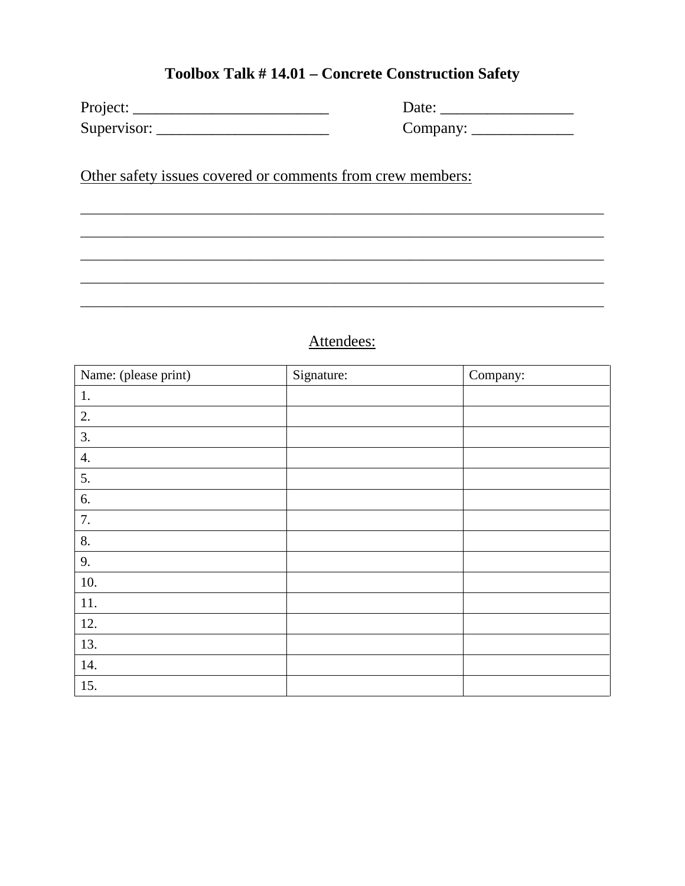**Toolbox Talk # 14.01 – Concrete Construction Safety**

Project: _________________________ Date: _________________

Supervisor: ______________________ Company: _____________

Other safety issues covered or comments from crew members:

____________________________________________________________________

____________________________________________________________________

____________________________________________________________________

____________________________________________________________________

____________________________________________________________________

Attendees:

| Name: (please print) | Signature: | Company: |
|---|---|---|
| 1. | | |
| 2. | | |
| 3. | | |
| 4. | | |
| 5. | | |
| 6. | | |
| 7. | | |
| 8. | | |
| 9. | | |
| 10. | | |
| 11. | | |
| 12. | | |
| 13. | | |
| 14. | | |
| 15. | | |